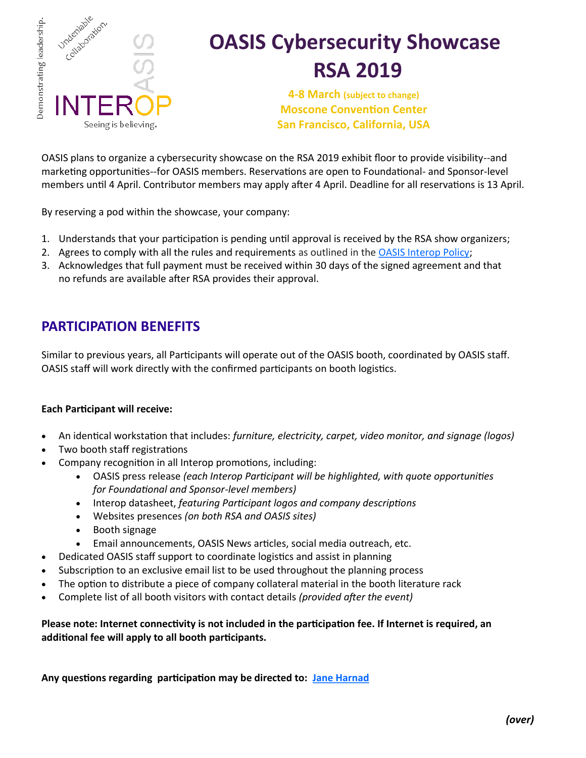Demonstrating leadership.

Undeniable Collaboration.

OASIS INTEROP

Seeing is believing.

# OASIS Cybersecurity Showcase RSA 2019

**4-8 March (subject to change)**
**Moscone Convention Center**
**San Francisco, California, USA**

OASIS plans to organize a cybersecurity showcase on the RSA 2019 exhibit floor to provide visibility--and marketing opportunities--for OASIS members. Reservations are open to Foundational- and Sponsor-level members until 4 April. Contributor members may apply after 4 April. Deadline for all reservations is 13 April.

By reserving a pod within the showcase, your company:

1. Understands that your participation is pending until approval is received by the RSA show organizers;
2. Agrees to comply with all the rules and requirements as outlined in the OASIS Interop Policy;
3. Acknowledges that full payment must be received within 30 days of the signed agreement and that no refunds are available after RSA provides their approval.

## PARTICIPATION BENEFITS

Similar to previous years, all Participants will operate out of the OASIS booth, coordinated by OASIS staff. OASIS staff will work directly with the confirmed participants on booth logistics.

**Each Participant will receive:**

- An identical workstation that includes: *furniture, electricity, carpet, video monitor, and signage (logos)*
- Two booth staff registrations
- Company recognition in all Interop promotions, including:
  - OASIS press release *(each Interop Participant will be highlighted, with quote opportunities for Foundational and Sponsor-level members)*
  - Interop datasheet, *featuring Participant logos and company descriptions*
  - Websites presences *(on both RSA and OASIS sites)*
  - Booth signage
  - Email announcements, OASIS News articles, social media outreach, etc.
- Dedicated OASIS staff support to coordinate logistics and assist in planning
- Subscription to an exclusive email list to be used throughout the planning process
- The option to distribute a piece of company collateral material in the booth literature rack
- Complete list of all booth visitors with contact details *(provided after the event)*

**Please note: Internet connectivity is not included in the participation fee. If Internet is required, an additional fee will apply to all booth participants.**

**Any questions regarding participation may be directed to: Jane Harnad**

***(over)***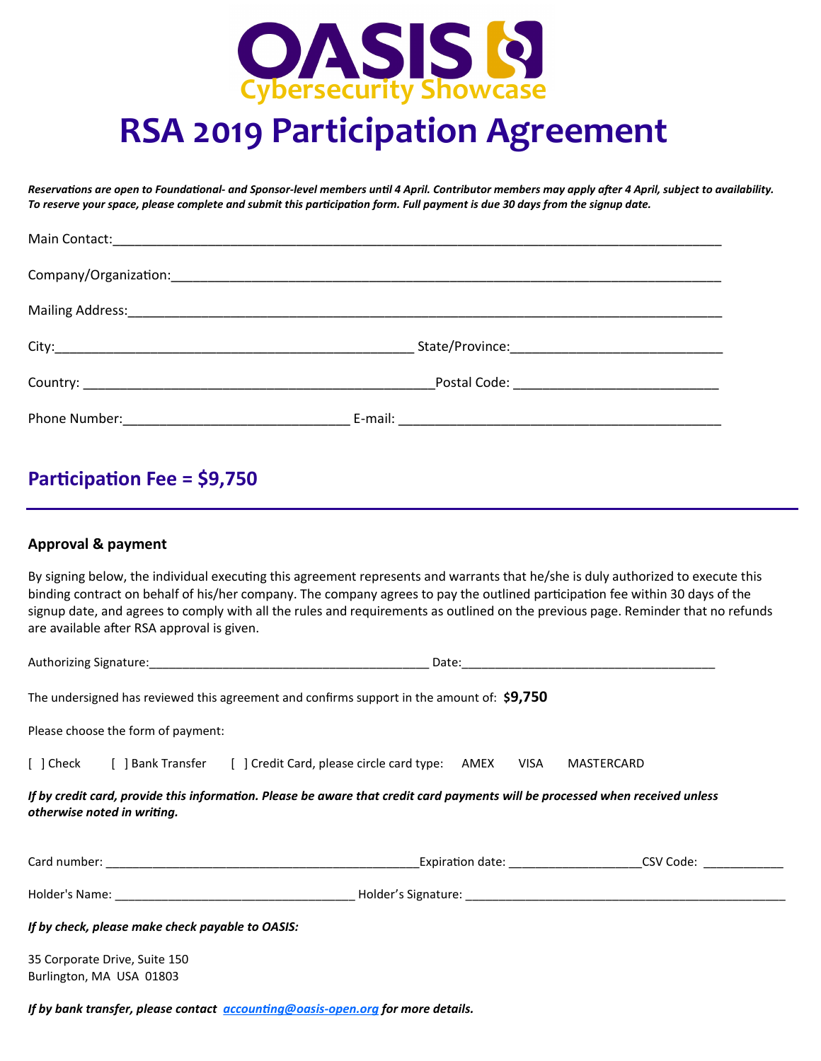# OASIS Cybersecurity Showcase

# RSA 2019 Participation Agreement

***Reservations are open to Foundational- and Sponsor-level members until 4 April. Contributor members may apply after 4 April, subject to availability. To reserve your space, please complete and submit this participation form. Full payment is due 30 days from the signup date.***

Main Contact:______________________________________________________________________________

Company/Organization:_______________________________________________________________________

Mailing Address:____________________________________________________________________________

City:_____________________________________________ State/Province:___________________________

Country: _____________________________________________Postal Code: __________________________

Phone Number:____________________________ E-mail: _________________________________________

## Participation Fee = $9,750

### Approval & payment

By signing below, the individual executing this agreement represents and warrants that he/she is duly authorized to execute this binding contract on behalf of his/her company. The company agrees to pay the outlined participation fee within 30 days of the signup date, and agrees to comply with all the rules and requirements as outlined on the previous page. Reminder that no refunds are available after RSA approval is given.

Authorizing Signature:______________________________________ Date:___________________________________

The undersigned has reviewed this agreement and confirms support in the amount of: **$9,750**

Please choose the form of payment:

[ ] Check    [ ] Bank Transfer    [ ] Credit Card, please circle card type:   AMEX   VISA   MASTERCARD

***If by credit card, provide this information. Please be aware that credit card payments will be processed when received unless otherwise noted in writing.***

Card number: ______________________________________________Expiration date: ___________________CSV Code: ____________

Holder's Name: ___________________________________ Holder's Signature: _________________________________________________

***If by check, please make check payable to OASIS:***

35 Corporate Drive, Suite 150
Burlington, MA USA 01803

***If by bank transfer, please contact [accounting@oasis-open.org](mailto:accounting@oasis-open.org) for more details.***